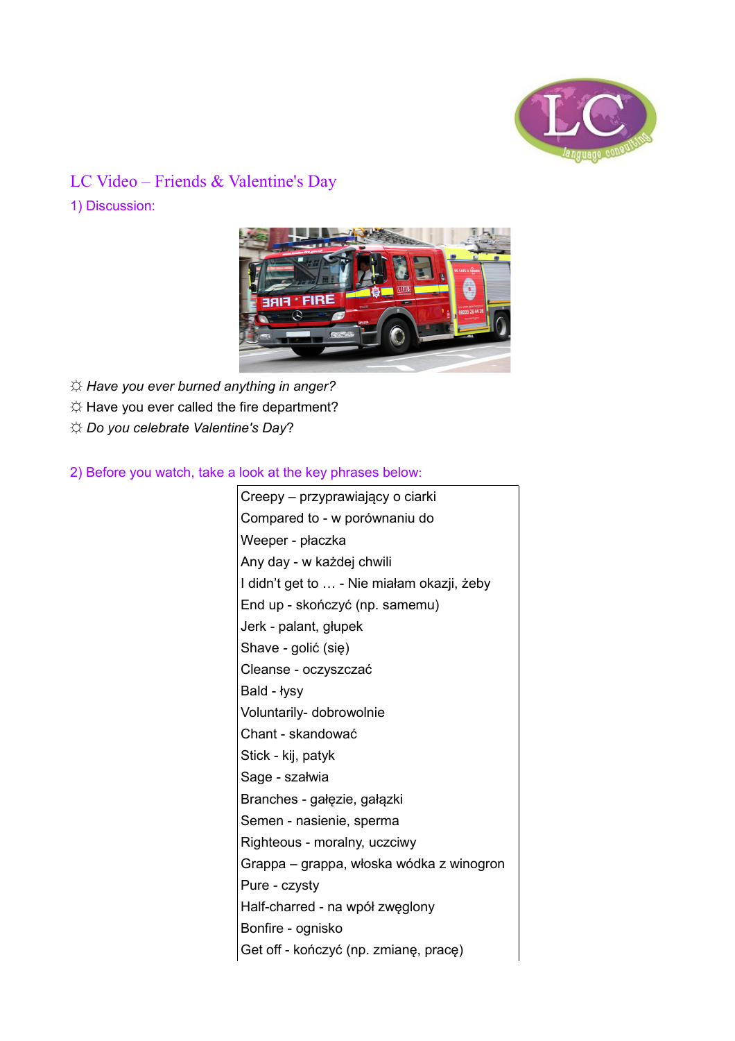# LC Video – Friends & Valentine's Day

## 1) Discussion:

☼ *Have you ever burned anything in anger?*
☼ Have you ever called the fire department?
☼ *Do you celebrate Valentine's Day*?

## 2) Before you watch, take a look at the key phrases below:

| |
|---|
| Creepy – przyprawiający o ciarki |
| Compared to - w porównaniu do |
| Weeper - płaczka |
| Any day - w każdej chwili |
| I didn't get to … - Nie miałam okazji, żeby |
| End up - skończyć (np. samemu) |
| Jerk - palant, głupek |
| Shave - golić (się) |
| Cleanse - oczyszczać |
| Bald - łysy |
| Voluntarily- dobrowolnie |
| Chant - skandować |
| Stick - kij, patyk |
| Sage - szałwia |
| Branches - gałęzie, gałązki |
| Semen - nasienie, sperma |
| Righteous - moralny, uczciwy |
| Grappa – grappa, włoska wódka z winogron |
| Pure - czysty |
| Half-charred - na wpół zwęglony |
| Bonfire - ognisko |
| Get off - kończyć (np. zmianę, pracę) |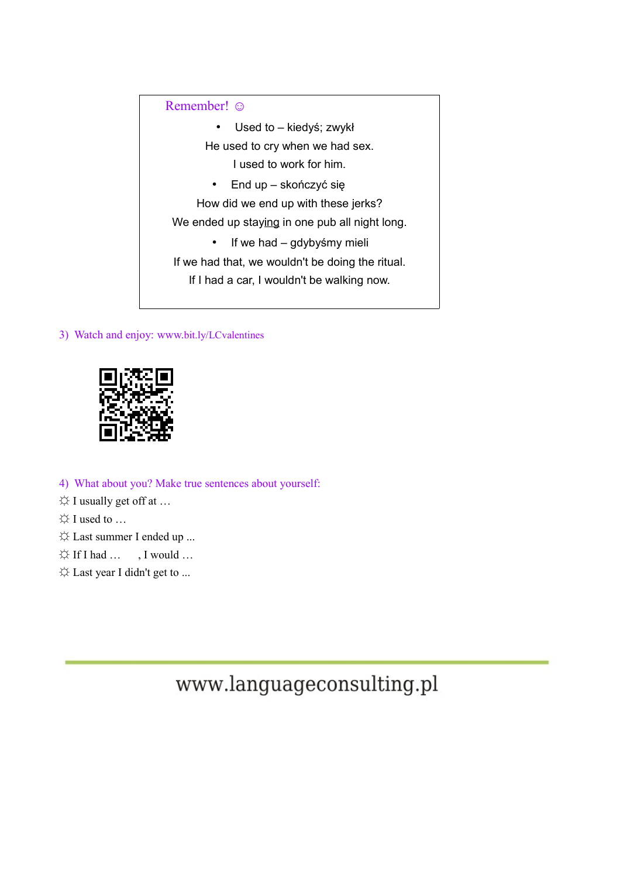Remember! ☺

- Used to – kiedyś; zwykł

He used to cry when we had sex.

I used to work for him.

- End up – skończyć się

How did we end up with these jerks?

We ended up stay<u>ing</u> in one pub all night long.

- If we had – gdybyśmy mieli

If we had that, we wouldn't be doing the ritual.

If I had a car, I wouldn't be walking now.

3) Watch and enjoy: www.bit.ly/LCvalentines

4) What about you? Make true sentences about yourself:

☼ I usually get off at …

☼ I used to …

☼ Last summer I ended up ...

☼ If I had …  , I would …

☼ Last year I didn't get to ...

www.languageconsulting.pl